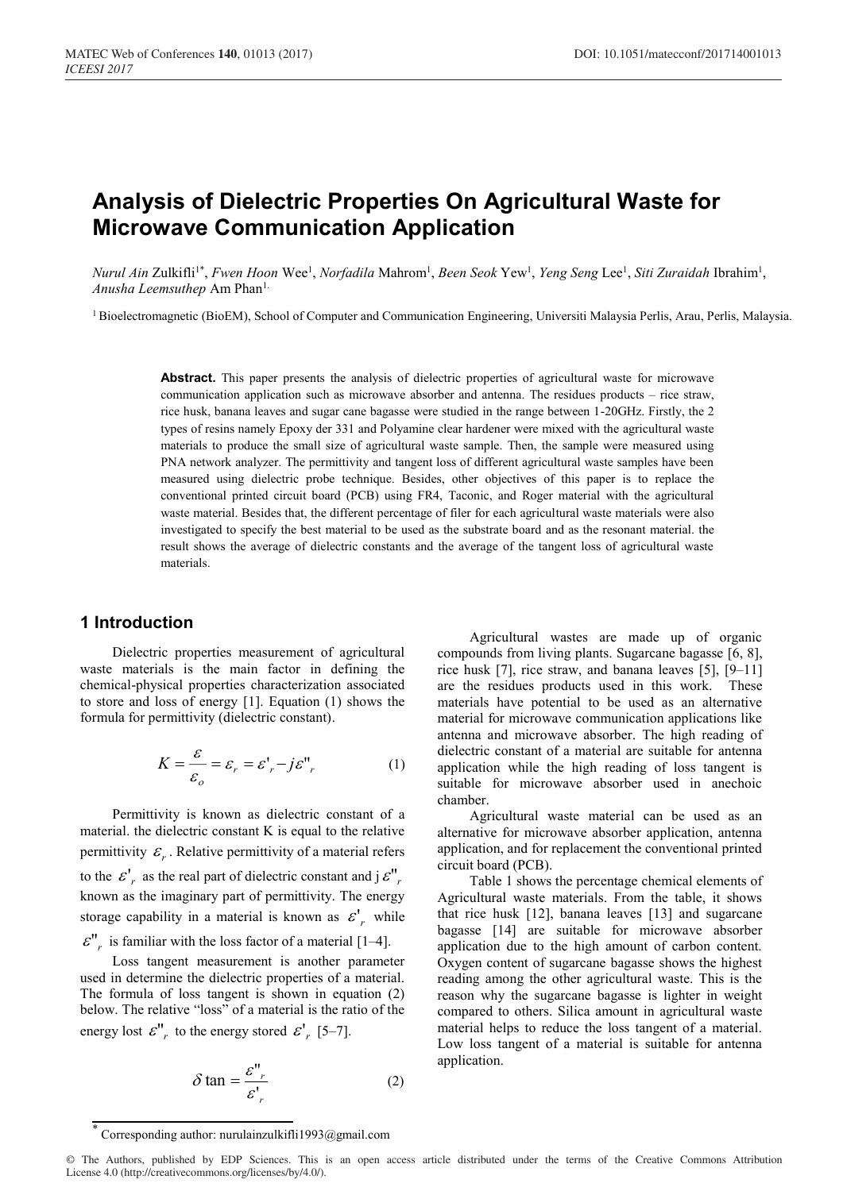# Analysis of Dielectric Properties On Agricultural Waste for Microwave Communication Application

*Nurul Ain* Zulkifli[1*], *Fwen Hoon* Wee[1], *Norfadila* Mahrom[1], *Been Seok* Yew[1], *Yeng Seng* Lee[1], *Siti Zuraidah* Ibrahim[1], *Anusha Leemsuthep* Am Phan[1.]

[1] Bioelectromagnetic (BioEM), School of Computer and Communication Engineering, Universiti Malaysia Perlis, Arau, Perlis, Malaysia.

**Abstract.** This paper presents the analysis of dielectric properties of agricultural waste for microwave communication application such as microwave absorber and antenna. The residues products – rice straw, rice husk, banana leaves and sugar cane bagasse were studied in the range between 1-20GHz. Firstly, the 2 types of resins namely Epoxy der 331 and Polyamine clear hardener were mixed with the agricultural waste materials to produce the small size of agricultural waste sample. Then, the sample were measured using PNA network analyzer. The permittivity and tangent loss of different agricultural waste samples have been measured using dielectric probe technique. Besides, other objectives of this paper is to replace the conventional printed circuit board (PCB) using FR4, Taconic, and Roger material with the agricultural waste material. Besides that, the different percentage of filer for each agricultural waste materials were also investigated to specify the best material to be used as the substrate board and as the resonant material. the result shows the average of dielectric constants and the average of the tangent loss of agricultural waste materials.

## 1 Introduction

Dielectric properties measurement of agricultural waste materials is the main factor in defining the chemical-physical properties characterization associated to store and loss of energy [1]. Equation (1) shows the formula for permittivity (dielectric constant).

$$K = \frac{\varepsilon}{\varepsilon_o} = \varepsilon_r = \varepsilon'_r - j\varepsilon''_r \tag{1}$$

Permittivity is known as dielectric constant of a material. the dielectric constant K is equal to the relative permittivity $\varepsilon_r$. Relative permittivity of a material refers to the $\varepsilon'_r$ as the real part of dielectric constant and j $\varepsilon''_r$ known as the imaginary part of permittivity. The energy storage capability in a material is known as $\varepsilon'_r$ while $\varepsilon''_r$ is familiar with the loss factor of a material [1–4].

Loss tangent measurement is another parameter used in determine the dielectric properties of a material. The formula of loss tangent is shown in equation (2) below. The relative "loss" of a material is the ratio of the energy lost $\varepsilon''_r$ to the energy stored $\varepsilon'_r$ [5–7].

$$\delta \tan = \frac{\varepsilon''_r}{\varepsilon'_r} \tag{2}$$

Agricultural wastes are made up of organic compounds from living plants. Sugarcane bagasse [6, 8], rice husk [7], rice straw, and banana leaves [5], [9–11] are the residues products used in this work. These materials have potential to be used as an alternative material for microwave communication applications like antenna and microwave absorber. The high reading of dielectric constant of a material are suitable for antenna application while the high reading of loss tangent is suitable for microwave absorber used in anechoic chamber.

Agricultural waste material can be used as an alternative for microwave absorber application, antenna application, and for replacement the conventional printed circuit board (PCB).

Table 1 shows the percentage chemical elements of Agricultural waste materials. From the table, it shows that rice husk [12], banana leaves [13] and sugarcane bagasse [14] are suitable for microwave absorber application due to the high amount of carbon content. Oxygen content of sugarcane bagasse shows the highest reading among the other agricultural waste. This is the reason why the sugarcane bagasse is lighter in weight compared to others. Silica amount in agricultural waste material helps to reduce the loss tangent of a material. Low loss tangent of a material is suitable for antenna application.

* Corresponding author: nurulainzulkifli1993@gmail.com

© The Authors, published by EDP Sciences. This is an open access article distributed under the terms of the Creative Commons Attribution License 4.0 (http://creativecommons.org/licenses/by/4.0/).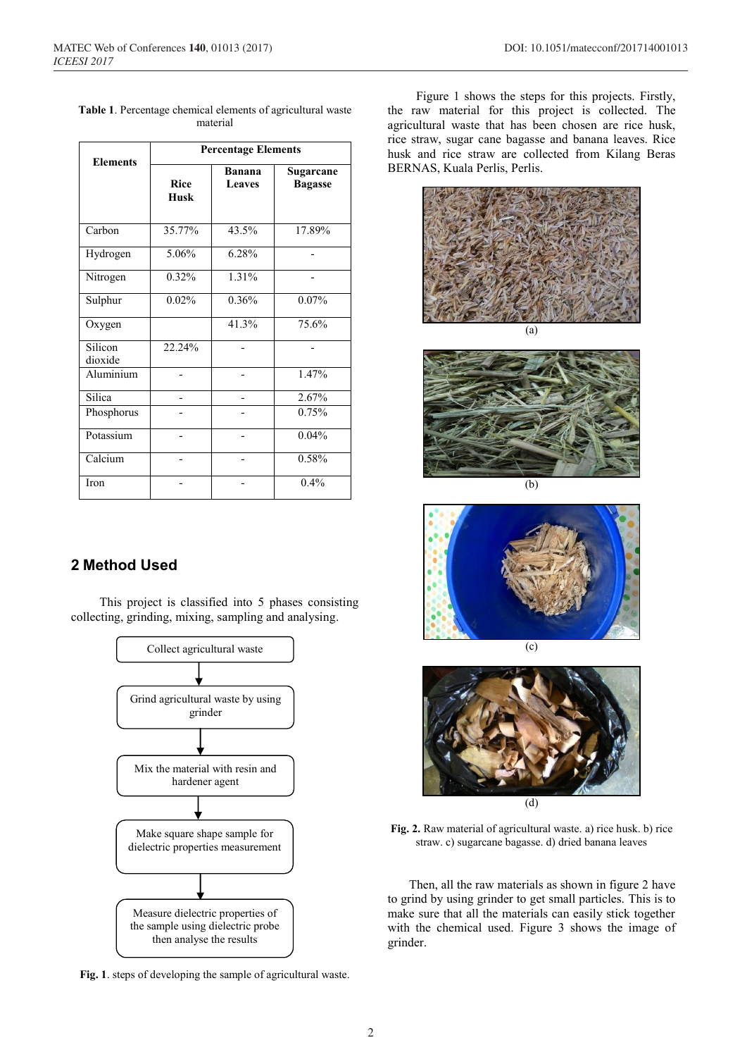**Table 1**. Percentage chemical elements of agricultural waste material

| Elements | Percentage Elements | | |
|---|---|---|---|
| | Rice Husk | Banana Leaves | Sugarcane Bagasse |
| Carbon | 35.77% | 43.5% | 17.89% |
| Hydrogen | 5.06% | 6.28% | - |
| Nitrogen | 0.32% | 1.31% | - |
| Sulphur | 0.02% | 0.36% | 0.07% |
| Oxygen | | 41.3% | 75.6% |
| Silicon dioxide | 22.24% | - | - |
| Aluminium | - | - | 1.47% |
| Silica | - | - | 2.67% |
| Phosphorus | - | - | 0.75% |
| Potassium | - | - | 0.04% |
| Calcium | - | - | 0.58% |
| Iron | - | - | 0.4% |

## 2 Method Used

This project is classified into 5 phases consisting collecting, grinding, mixing, sampling and analysing.

Collect agricultural waste → Grind agricultural waste by using grinder → Mix the material with resin and hardener agent → Make square shape sample for dielectric properties measurement → Measure dielectric properties of the sample using dielectric probe then analyse the results

**Fig. 1**. steps of developing the sample of agricultural waste.

Figure 1 shows the steps for this projects. Firstly, the raw material for this project is collected. The agricultural waste that has been chosen are rice husk, rice straw, sugar cane bagasse and banana leaves. Rice husk and rice straw are collected from Kilang Beras BERNAS, Kuala Perlis, Perlis.

(a)

(b)

(c)

(d)

**Fig. 2.** Raw material of agricultural waste. a) rice husk. b) rice straw. c) sugarcane bagasse. d) dried banana leaves

Then, all the raw materials as shown in figure 2 have to grind by using grinder to get small particles. This is to make sure that all the materials can easily stick together with the chemical used. Figure 3 shows the image of grinder.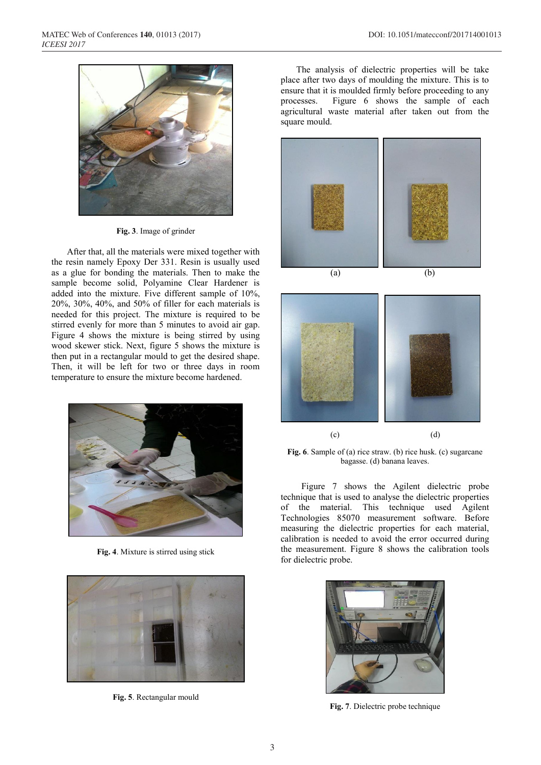**Fig. 3**. Image of grinder

After that, all the materials were mixed together with the resin namely Epoxy Der 331. Resin is usually used as a glue for bonding the materials. Then to make the sample become solid, Polyamine Clear Hardener is added into the mixture. Five different sample of 10%, 20%, 30%, 40%, and 50% of filler for each materials is needed for this project. The mixture is required to be stirred evenly for more than 5 minutes to avoid air gap. Figure 4 shows the mixture is being stirred by using wood skewer stick. Next, figure 5 shows the mixture is then put in a rectangular mould to get the desired shape. Then, it will be left for two or three days in room temperature to ensure the mixture become hardened.

**Fig. 4**. Mixture is stirred using stick

**Fig. 5**. Rectangular mould

The analysis of dielectric properties will be take place after two days of moulding the mixture. This is to ensure that it is moulded firmly before proceeding to any processes. Figure 6 shows the sample of each agricultural waste material after taken out from the square mould.

(a) (b)

(c) (d)

**Fig. 6**. Sample of (a) rice straw. (b) rice husk. (c) sugarcane bagasse. (d) banana leaves.

Figure 7 shows the Agilent dielectric probe technique that is used to analyse the dielectric properties of the material. This technique used Agilent Technologies 85070 measurement software. Before measuring the dielectric properties for each material, calibration is needed to avoid the error occurred during the measurement. Figure 8 shows the calibration tools for dielectric probe.

**Fig. 7**. Dielectric probe technique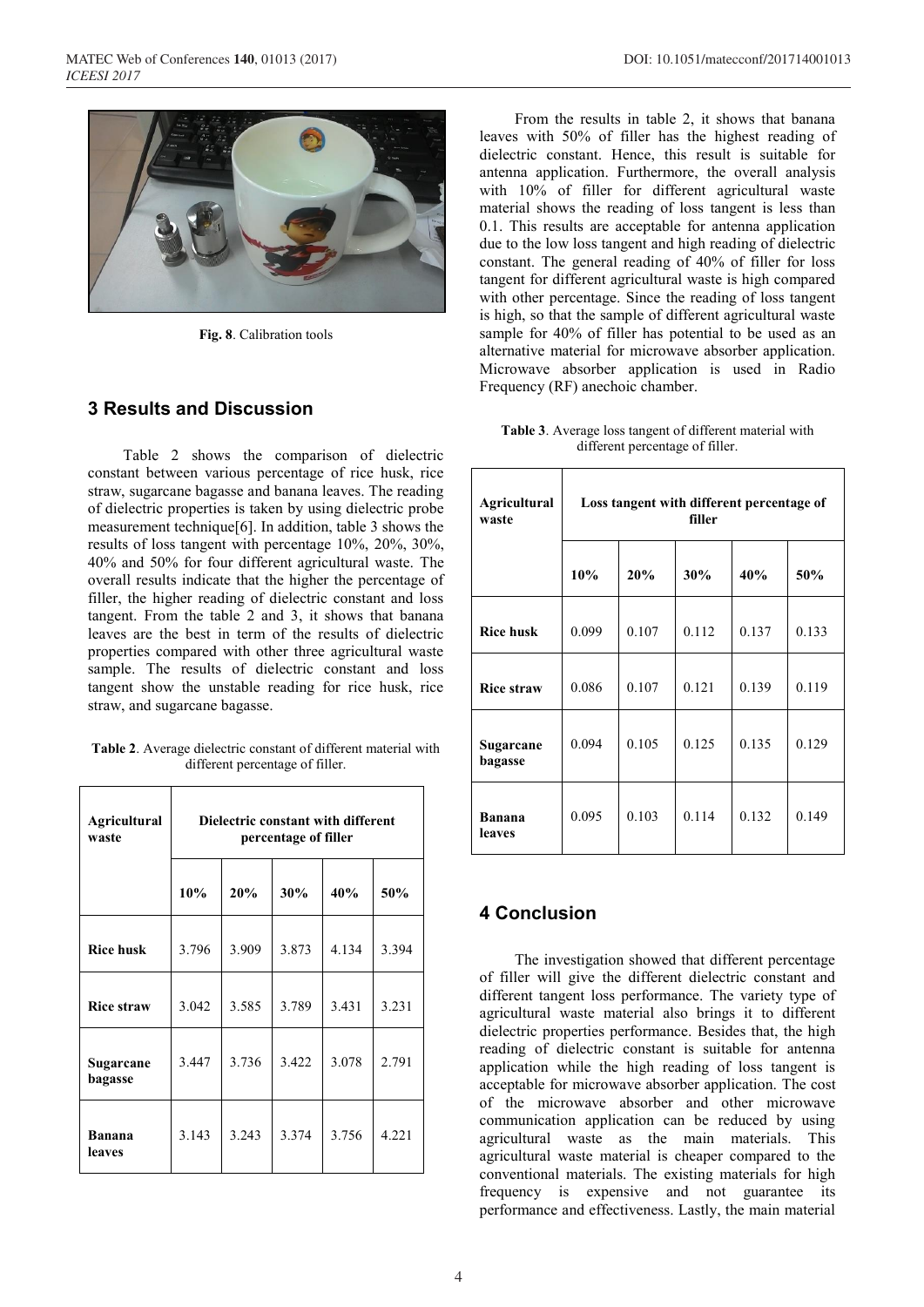Fig. 8. Calibration tools

## 3 Results and Discussion

Table 2 shows the comparison of dielectric constant between various percentage of rice husk, rice straw, sugarcane bagasse and banana leaves. The reading of dielectric properties is taken by using dielectric probe measurement technique[6]. In addition, table 3 shows the results of loss tangent with percentage 10%, 20%, 30%, 40% and 50% for four different agricultural waste. The overall results indicate that the higher the percentage of filler, the higher reading of dielectric constant and loss tangent. From the table 2 and 3, it shows that banana leaves are the best in term of the results of dielectric properties compared with other three agricultural waste sample. The results of dielectric constant and loss tangent show the unstable reading for rice husk, rice straw, and sugarcane bagasse.

**Table 2**. Average dielectric constant of different material with different percentage of filler.

| Agricultural waste | Dielectric constant with different percentage of filler | | | | |
|---|---|---|---|---|---|
| | **10%** | **20%** | **30%** | **40%** | **50%** |
| **Rice husk** | 3.796 | 3.909 | 3.873 | 4.134 | 3.394 |
| **Rice straw** | 3.042 | 3.585 | 3.789 | 3.431 | 3.231 |
| **Sugarcane bagasse** | 3.447 | 3.736 | 3.422 | 3.078 | 2.791 |
| **Banana leaves** | 3.143 | 3.243 | 3.374 | 3.756 | 4.221 |

From the results in table 2, it shows that banana leaves with 50% of filler has the highest reading of dielectric constant. Hence, this result is suitable for antenna application. Furthermore, the overall analysis with 10% of filler for different agricultural waste material shows the reading of loss tangent is less than 0.1. This results are acceptable for antenna application due to the low loss tangent and high reading of dielectric constant. The general reading of 40% of filler for loss tangent for different agricultural waste is high compared with other percentage. Since the reading of loss tangent is high, so that the sample of different agricultural waste sample for 40% of filler has potential to be used as an alternative material for microwave absorber application. Microwave absorber application is used in Radio Frequency (RF) anechoic chamber.

**Table 3**. Average loss tangent of different material with different percentage of filler.

| Agricultural waste | Loss tangent with different percentage of filler | | | | |
|---|---|---|---|---|---|
| | **10%** | **20%** | **30%** | **40%** | **50%** |
| **Rice husk** | 0.099 | 0.107 | 0.112 | 0.137 | 0.133 |
| **Rice straw** | 0.086 | 0.107 | 0.121 | 0.139 | 0.119 |
| **Sugarcane bagasse** | 0.094 | 0.105 | 0.125 | 0.135 | 0.129 |
| **Banana leaves** | 0.095 | 0.103 | 0.114 | 0.132 | 0.149 |

## 4 Conclusion

The investigation showed that different percentage of filler will give the different dielectric constant and different tangent loss performance. The variety type of agricultural waste material also brings it to different dielectric properties performance. Besides that, the high reading of dielectric constant is suitable for antenna application while the high reading of loss tangent is acceptable for microwave absorber application. The cost of the microwave absorber and other microwave communication application can be reduced by using agricultural waste as the main materials. This agricultural waste material is cheaper compared to the conventional materials. The existing materials for high frequency is expensive and not guarantee its performance and effectiveness. Lastly, the main material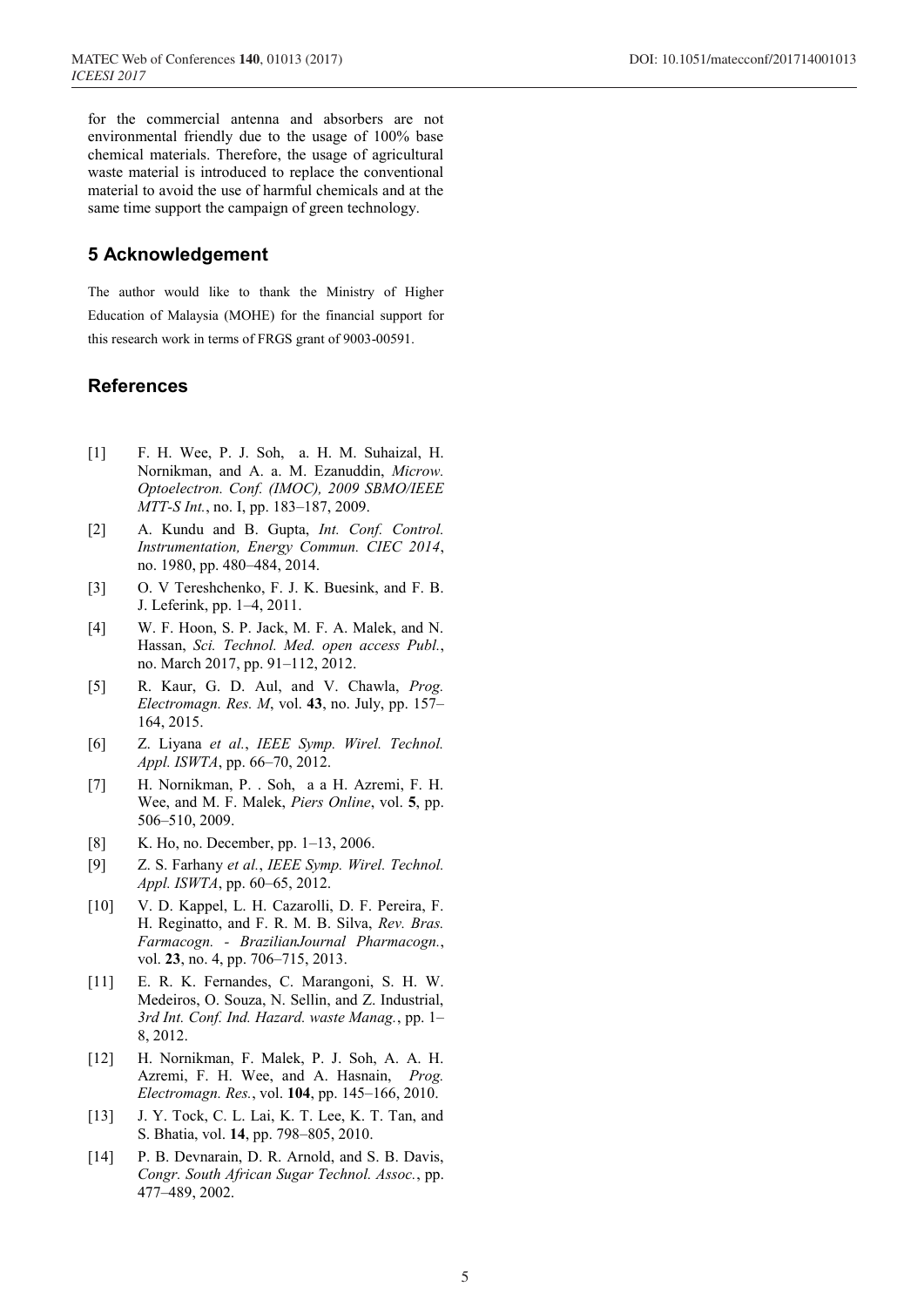for the commercial antenna and absorbers are not environmental friendly due to the usage of 100% base chemical materials. Therefore, the usage of agricultural waste material is introduced to replace the conventional material to avoid the use of harmful chemicals and at the same time support the campaign of green technology.

## 5 Acknowledgement

The author would like to thank the Ministry of Higher Education of Malaysia (MOHE) for the financial support for this research work in terms of FRGS grant of 9003-00591.

## References

[1] F. H. Wee, P. J. Soh, a. H. M. Suhaizal, H. Nornikman, and A. a. M. Ezanuddin, *Microw. Optoelectron. Conf. (IMOC), 2009 SBMO/IEEE MTT-S Int.*, no. I, pp. 183–187, 2009.

[2] A. Kundu and B. Gupta, *Int. Conf. Control. Instrumentation, Energy Commun. CIEC 2014*, no. 1980, pp. 480–484, 2014.

[3] O. V Tereshchenko, F. J. K. Buesink, and F. B. J. Leferink, pp. 1–4, 2011.

[4] W. F. Hoon, S. P. Jack, M. F. A. Malek, and N. Hassan, *Sci. Technol. Med. open access Publ.*, no. March 2017, pp. 91–112, 2012.

[5] R. Kaur, G. D. Aul, and V. Chawla, *Prog. Electromagn. Res. M*, vol. **43**, no. July, pp. 157–164, 2015.

[6] Z. Liyana *et al.*, *IEEE Symp. Wirel. Technol. Appl. ISWTA*, pp. 66–70, 2012.

[7] H. Nornikman, P. . Soh, a a H. Azremi, F. H. Wee, and M. F. Malek, *Piers Online*, vol. **5**, pp. 506–510, 2009.

[8] K. Ho, no. December, pp. 1–13, 2006.

[9] Z. S. Farhany *et al.*, *IEEE Symp. Wirel. Technol. Appl. ISWTA*, pp. 60–65, 2012.

[10] V. D. Kappel, L. H. Cazarolli, D. F. Pereira, F. H. Reginatto, and F. R. M. B. Silva, *Rev. Bras. Farmacogn. - BrazilianJournal Pharmacogn.*, vol. **23**, no. 4, pp. 706–715, 2013.

[11] E. R. K. Fernandes, C. Marangoni, S. H. W. Medeiros, O. Souza, N. Sellin, and Z. Industrial, *3rd Int. Conf. Ind. Hazard. waste Manag.*, pp. 1–8, 2012.

[12] H. Nornikman, F. Malek, P. J. Soh, A. A. H. Azremi, F. H. Wee, and A. Hasnain, *Prog. Electromagn. Res.*, vol. **104**, pp. 145–166, 2010.

[13] J. Y. Tock, C. L. Lai, K. T. Lee, K. T. Tan, and S. Bhatia, vol. **14**, pp. 798–805, 2010.

[14] P. B. Devnarain, D. R. Arnold, and S. B. Davis, *Congr. South African Sugar Technol. Assoc.*, pp. 477–489, 2002.